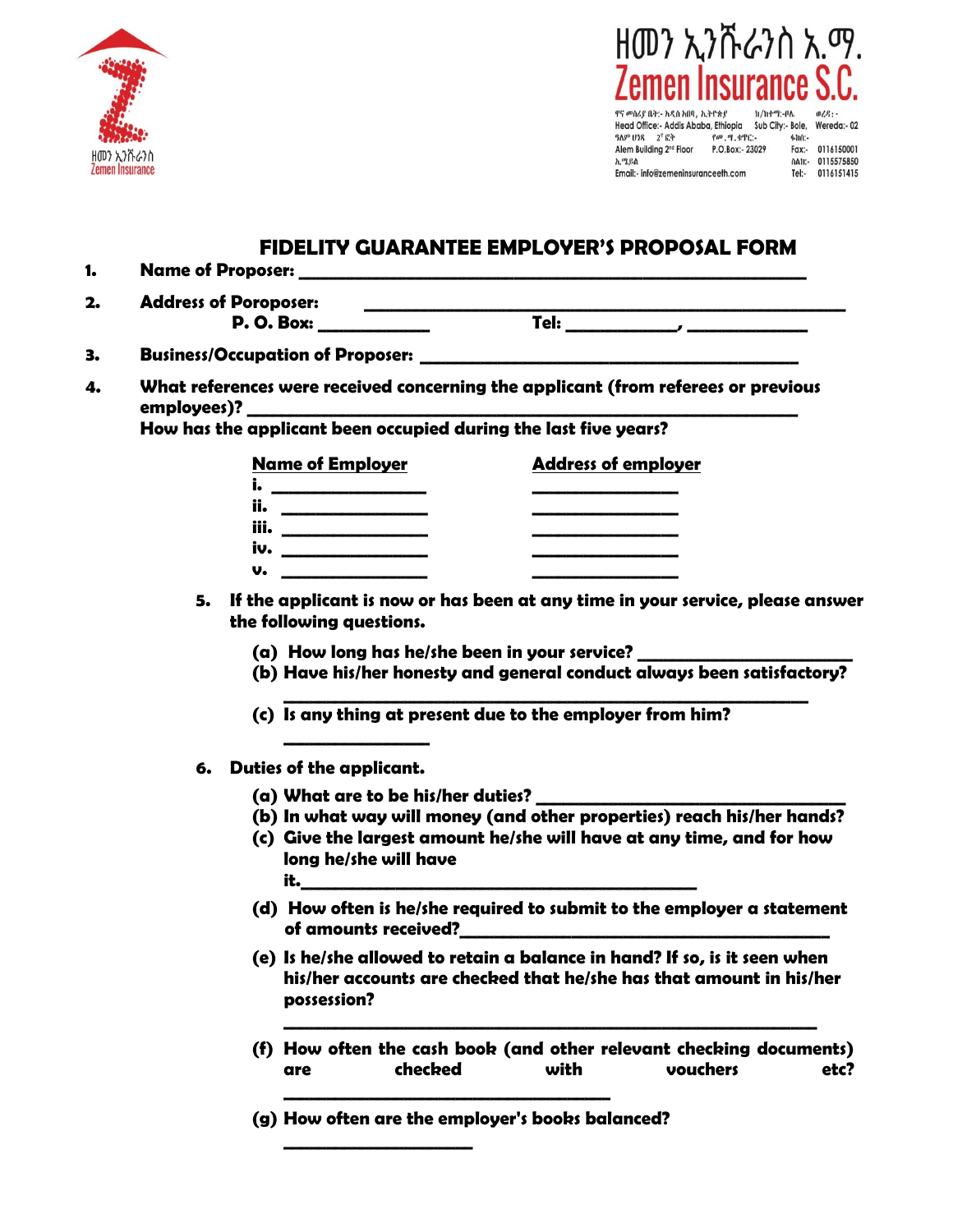ዘመን ኢንሹራንስ አ.ማ.
Zemen Insurance S.C.

ዋና መስሪያ ቤት:- አዲስ አበባ, ኢትዮጵያ ክ/ከተማ:-ቦሌ ወረዳ:-
Head Office:- Addis Ababa, Ethiopia Sub City:- Bole, Wereda:- 02
ዓለም ህንጻ 2ኛ ፎቅ የፖ.ሣ.ቁጥር:- ፋክስ:-
Alem Building 2nd Floor P.O.Box:- 23029 Fax:- 0116150001
ኢሜይል ስልክ:- 0115575850
Email:- info@zemeninsuranceeth.com Tel:- 0116151415

# FIDELITY GUARANTEE EMPLOYER'S PROPOSAL FORM

1. **Name of Proposer:** ____________________________________________

2. **Address of Poroposer:** ____________________________________________
   **P. O. Box:** ____________ **Tel:** ____________, ____________

3. **Business/Occupation of Proposer:** ____________________________________

4. **What references were received concerning the applicant (from referees or previous employees)?** ____________________________________
   **How has the applicant been occupied during the last five years?**

| Name of Employer | Address of employer |
|---|---|
| i. ________________ | ________________ |
| ii. ________________ | ________________ |
| iii. ________________ | ________________ |
| iv. ________________ | ________________ |
| v. ________________ | ________________ |

5. **If the applicant is now or has been at any time in your service, please answer the following questions.**
   - **(a) How long has he/she been in your service?** ____________________
   - **(b) Have his/her honesty and general conduct always been satisfactory?** ____________________________________
   - **(c) Is any thing at present due to the employer from him?** ________________

6. **Duties of the applicant.**
   - **(a) What are to be his/her duties?** ____________________________
   - **(b) In what way will money (and other properties) reach his/her hands?**
   - **(c) Give the largest amount he/she will have at any time, and for how long he/she will have it.** ____________________________________
   - **(d) How often is he/she required to submit to the employer a statement of amounts received?** ____________________________________
   - **(e) Is he/she allowed to retain a balance in hand? If so, is it seen when his/her accounts are checked that he/she has that amount in his/her possession?** ____________________________________
   - **(f) How often the cash book (and other relevant checking documents) are checked with vouchers etc?** ____________________________
   - **(g) How often are the employer's books balanced?** ____________________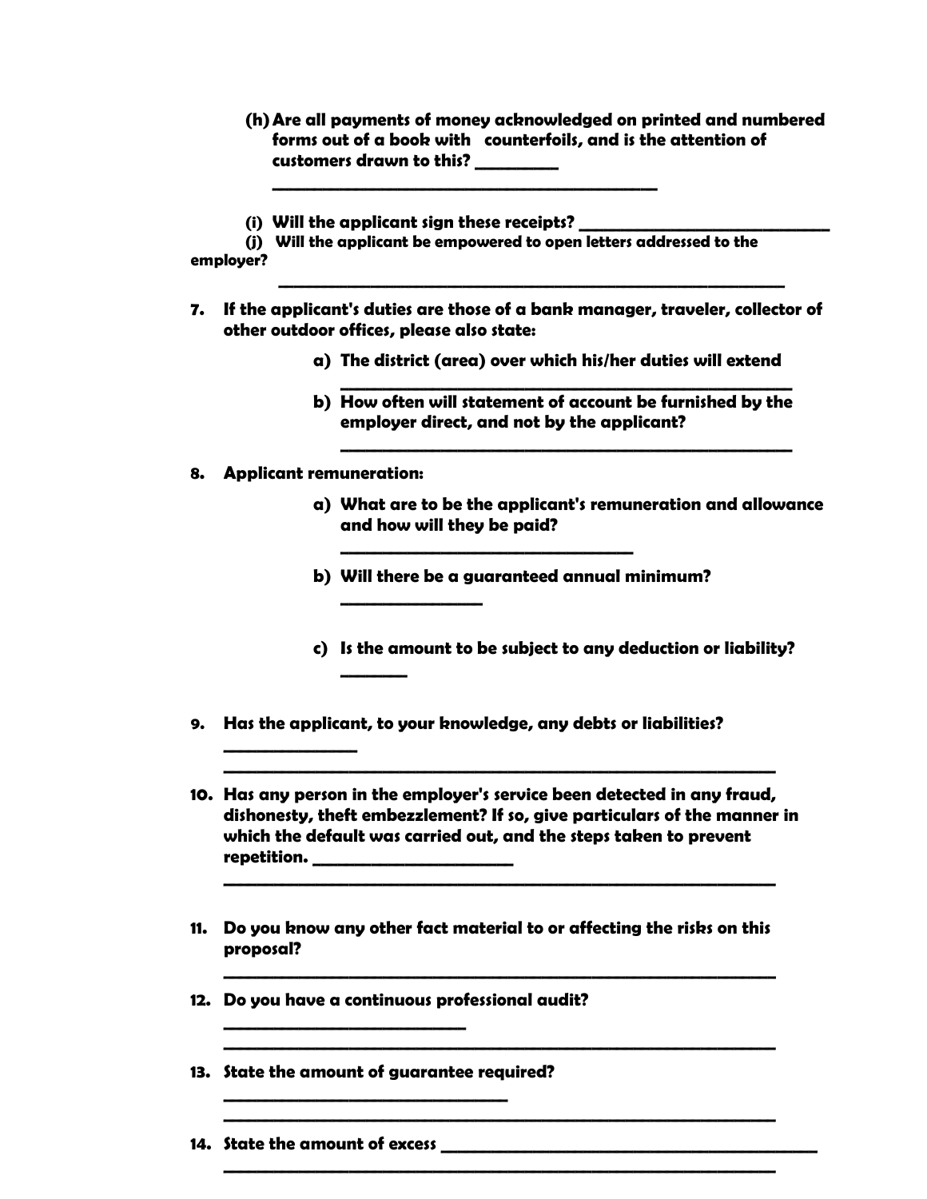**(h) Are all payments of money acknowledged on printed and numbered forms out of a book with counterfoils, and is the attention of customers drawn to this? __________**

**________________________________________________**

**(i) Will the applicant sign these receipts? ______________________________**

**(j) Will the applicant be empowered to open letters addressed to the employer?**

**_______________________________________________________________**

**7. If the applicant's duties are those of a bank manager, traveler, collector of other outdoor offices, please also state:**

**a) The district (area) over which his/her duties will extend**

**________________________________________________________**

**b) How often will statement of account be furnished by the employer direct, and not by the applicant?**

**________________________________________________________**

**8. Applicant remuneration:**

**a) What are to be the applicant's remuneration and allowance and how will they be paid?**

**____________________________________**

**b) Will there be a guaranteed annual minimum?**

**________________**

**c) Is the amount to be subject to any deduction or liability?**

**________**

**9. Has the applicant, to your knowledge, any debts or liabilities?**

**________________**

**____________________________________________________________________**

**10. Has any person in the employer's service been detected in any fraud, dishonesty, theft embezzlement? If so, give particulars of the manner in which the default was carried out, and the steps taken to prevent repetition. ________________________**

**____________________________________________________________________**

**11. Do you know any other fact material to or affecting the risks on this proposal?**

**____________________________________________________________________**

**12. Do you have a continuous professional audit?**

**____________________________**

**____________________________________________________________________**

**13. State the amount of guarantee required?**

**__________________________________**

**____________________________________________________________________**

**14. State the amount of excess ____________________________________________**

**____________________________________________________________________**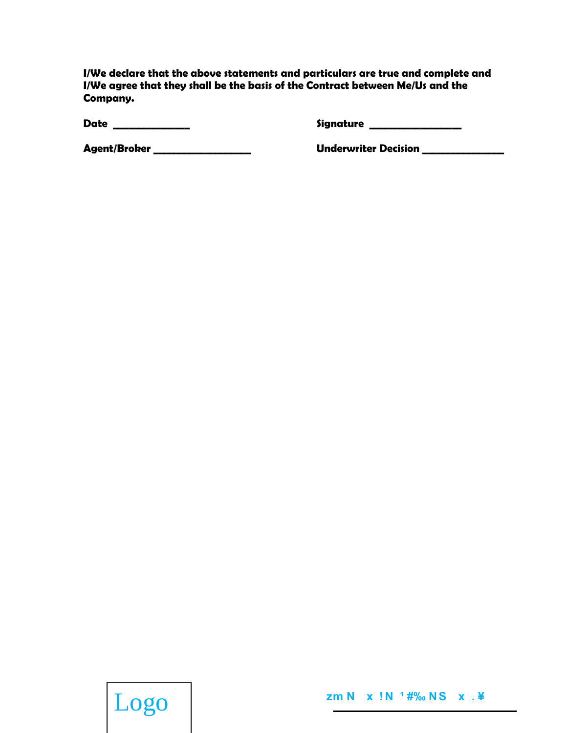**I/We declare that the above statements and particulars are true and complete and I/We agree that they shall be the basis of the Contract between Me/Us and the Company.**

**Date** _______________ **Signature** __________________

**Agent/Broker** ___________________ **Underwriter Decision** ________________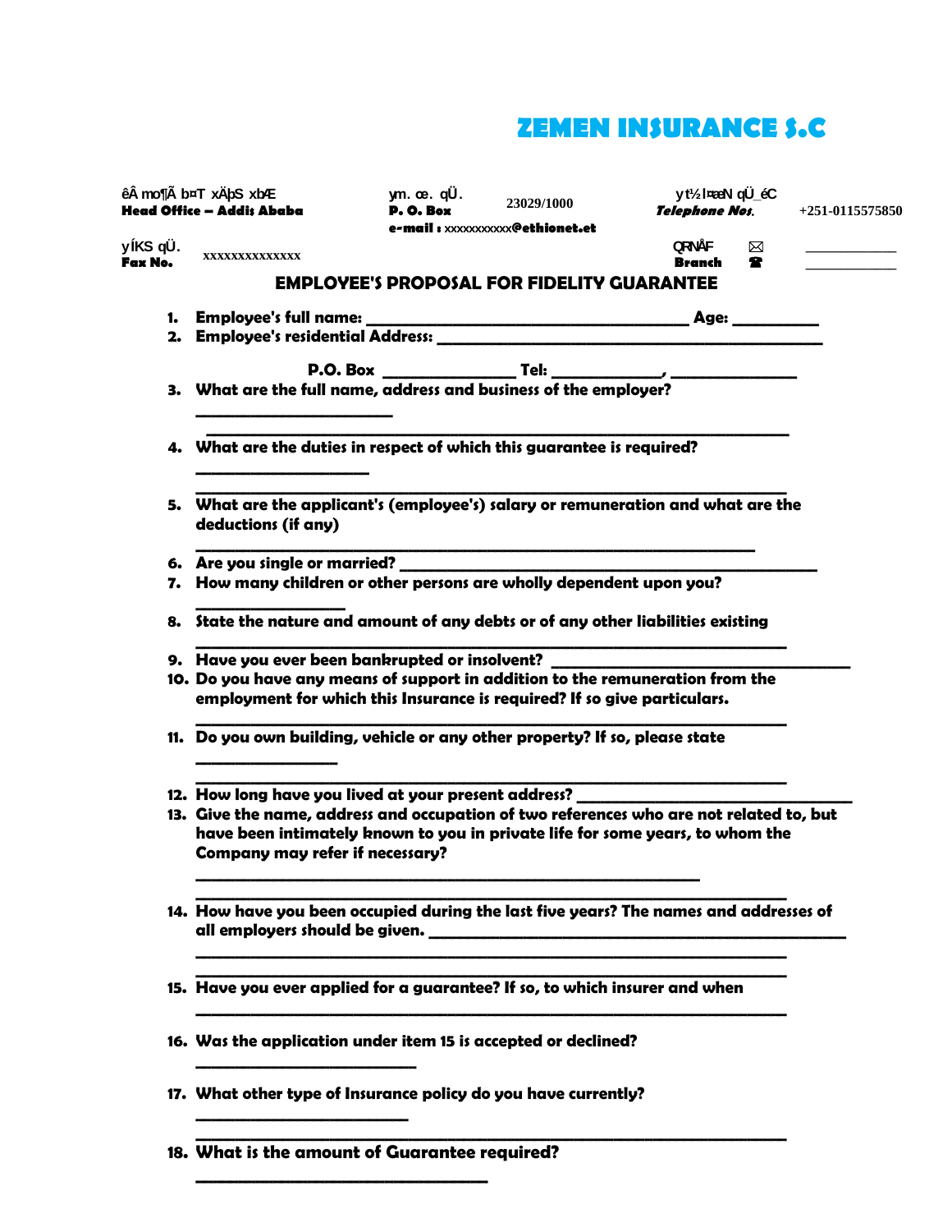# ZEMEN INSURANCE S.C

| êÂ mo¶Ã b¤T xÄþS xbÆ | ym. œ. qÜ. | | yt½l¤æN qÜ_éC | |
|---|---|---|---|---|
| **Head Office – Addis Ababa** | **P. O. Box** | 23029/1000 | ***Telephone Nos.*** | +251-0115575850 |
| | **e-mail :** xxxxxxxxxxx**@ethionet.et** | | | |
| yÍKS qÜ. **Fax No.** | xxxxxxxxxxxxxx | | QRNÅF **Branch** | ✉ ____________ ☎ ____________ |

## EMPLOYEE'S PROPOSAL FOR FIDELITY GUARANTEE

1. **Employee's full name:** ________________________________________ **Age:** ___________
2. **Employee's residential Address:** ________________________________________________

   **P.O. Box** ________________ **Tel:** _____________, ________________
3. **What are the full name, address and business of the employer?**
   _________________________
   ___________________________________________________________________________
4. **What are the duties in respect of which this guarantee is required?**
   ______________________
   ___________________________________________________________________________
5. **What are the applicant's (employee's) salary or remuneration and what are the deductions (if any)**
   ________________________________________________________________________
6. **Are you single or married?** ______________________________________________________
7. **How many children or other persons are wholly dependent upon you?**
   ___________________
8. **State the nature and amount of any debts or of any other liabilities existing**
   ___________________________________________________________________________
9. **Have you ever been bankrupted or insolvent?** ______________________________________
10. **Do you have any means of support in addition to the remuneration from the employment for which this Insurance is required? If so give particulars.**
    ___________________________________________________________________________
11. **Do you own building, vehicle or any other property? If so, please state**
    __________________
    ___________________________________________________________________________
12. **How long have you lived at your present address?** ___________________________________
13. **Give the name, address and occupation of two references who are not related to, but have been intimately known to you in private life for some years, to whom the Company may refer if necessary?**
    _________________________________________________________________
    ___________________________________________________________________________
14. **How have you been occupied during the last five years? The names and addresses of all employers should be given.** _____________________________________________________
    ___________________________________________________________________________
    ___________________________________________________________________________
15. **Have you ever applied for a guarantee? If so, to which insurer and when**
    ___________________________________________________________________________
16. **Was the application under item 15 is accepted or declined?**
    ____________________________
17. **What other type of Insurance policy do you have currently?**
    ___________________________
    ___________________________________________________________________________
18. **What is the amount of Guarantee required?**
    _____________________________________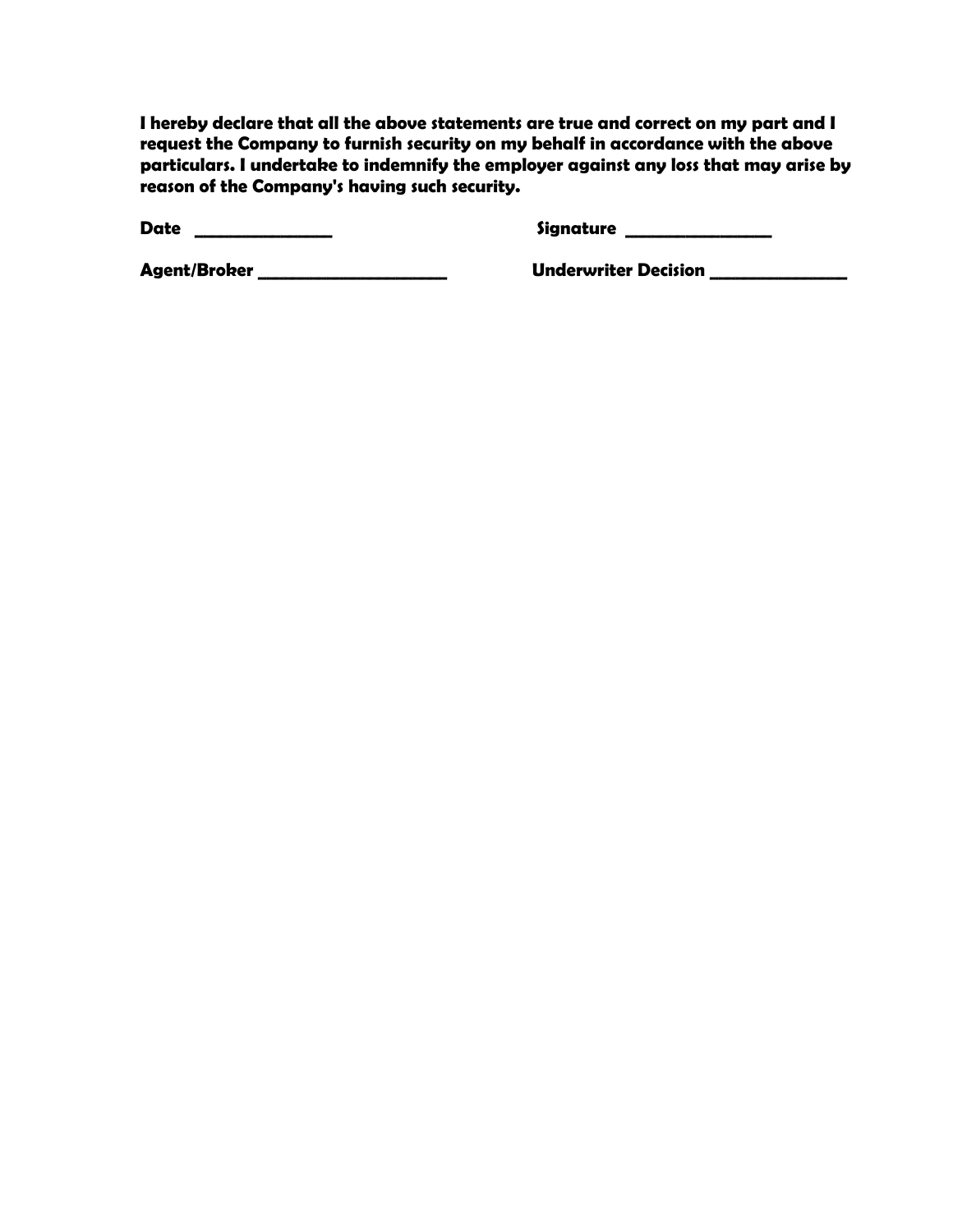**I hereby declare that all the above statements are true and correct on my part and I request the Company to furnish security on my behalf in accordance with the above particulars. I undertake to indemnify the employer against any loss that may arise by reason of the Company's having such security.**

**Date** _______________ **Signature** _______________

**Agent/Broker** _____________________ **Underwriter Decision** _______________